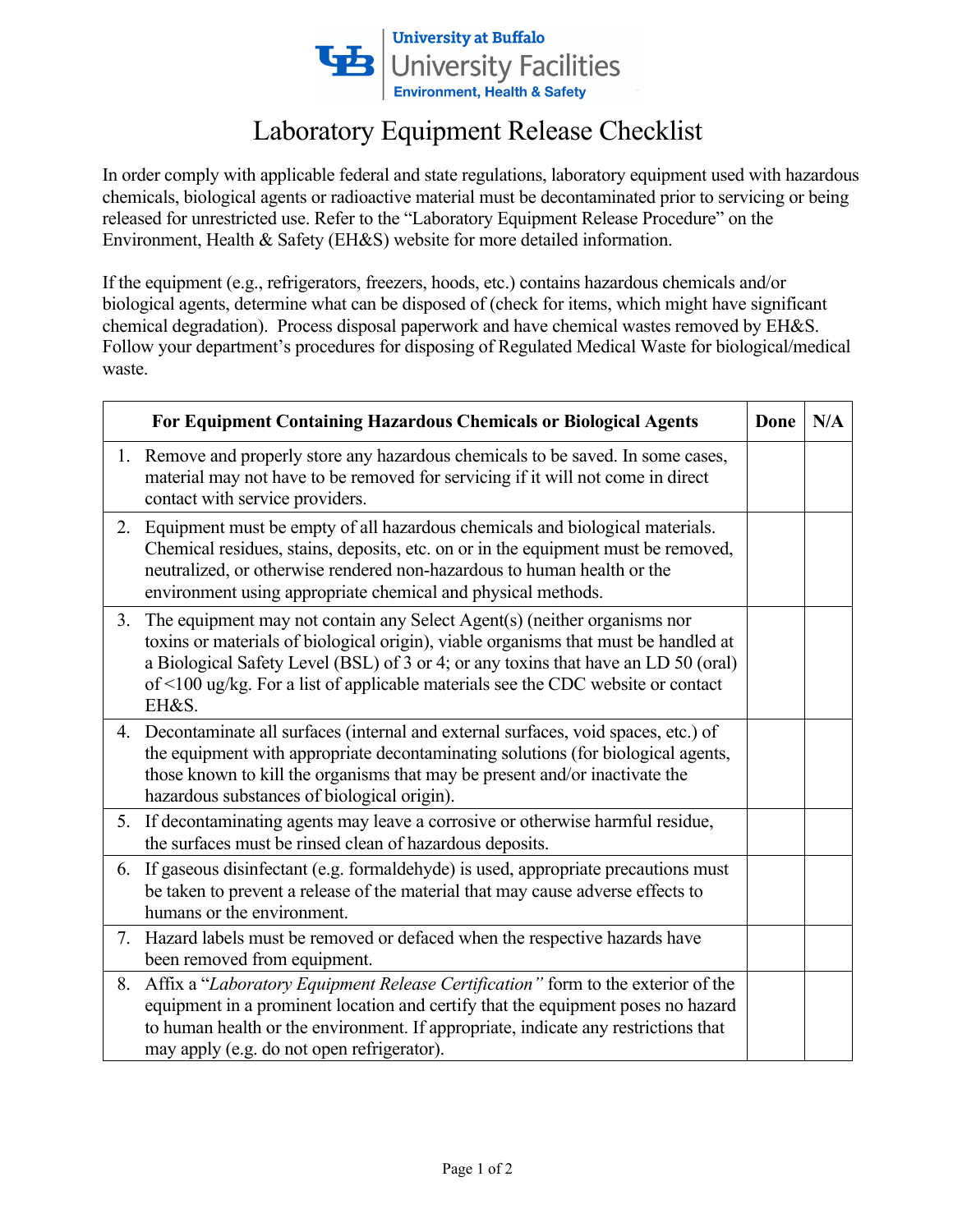University at Buffalo
University Facilities
Environment, Health & Safety

# Laboratory Equipment Release Checklist

In order comply with applicable federal and state regulations, laboratory equipment used with hazardous chemicals, biological agents or radioactive material must be decontaminated prior to servicing or being released for unrestricted use. Refer to the "Laboratory Equipment Release Procedure" on the Environment, Health & Safety (EH&S) website for more detailed information.

If the equipment (e.g., refrigerators, freezers, hoods, etc.) contains hazardous chemicals and/or biological agents, determine what can be disposed of (check for items, which might have significant chemical degradation). Process disposal paperwork and have chemical wastes removed by EH&S. Follow your department's procedures for disposing of Regulated Medical Waste for biological/medical waste.

| For Equipment Containing Hazardous Chemicals or Biological Agents | Done | N/A |
|---|---|---|
| 1. Remove and properly store any hazardous chemicals to be saved. In some cases, material may not have to be removed for servicing if it will not come in direct contact with service providers. | | |
| 2. Equipment must be empty of all hazardous chemicals and biological materials. Chemical residues, stains, deposits, etc. on or in the equipment must be removed, neutralized, or otherwise rendered non-hazardous to human health or the environment using appropriate chemical and physical methods. | | |
| 3. The equipment may not contain any Select Agent(s) (neither organisms nor toxins or materials of biological origin), viable organisms that must be handled at a Biological Safety Level (BSL) of 3 or 4; or any toxins that have an LD 50 (oral) of <100 ug/kg. For a list of applicable materials see the CDC website or contact EH&S. | | |
| 4. Decontaminate all surfaces (internal and external surfaces, void spaces, etc.) of the equipment with appropriate decontaminating solutions (for biological agents, those known to kill the organisms that may be present and/or inactivate the hazardous substances of biological origin). | | |
| 5. If decontaminating agents may leave a corrosive or otherwise harmful residue, the surfaces must be rinsed clean of hazardous deposits. | | |
| 6. If gaseous disinfectant (e.g. formaldehyde) is used, appropriate precautions must be taken to prevent a release of the material that may cause adverse effects to humans or the environment. | | |
| 7. Hazard labels must be removed or defaced when the respective hazards have been removed from equipment. | | |
| 8. Affix a "*Laboratory Equipment Release Certification"* form to the exterior of the equipment in a prominent location and certify that the equipment poses no hazard to human health or the environment. If appropriate, indicate any restrictions that may apply (e.g. do not open refrigerator). | | |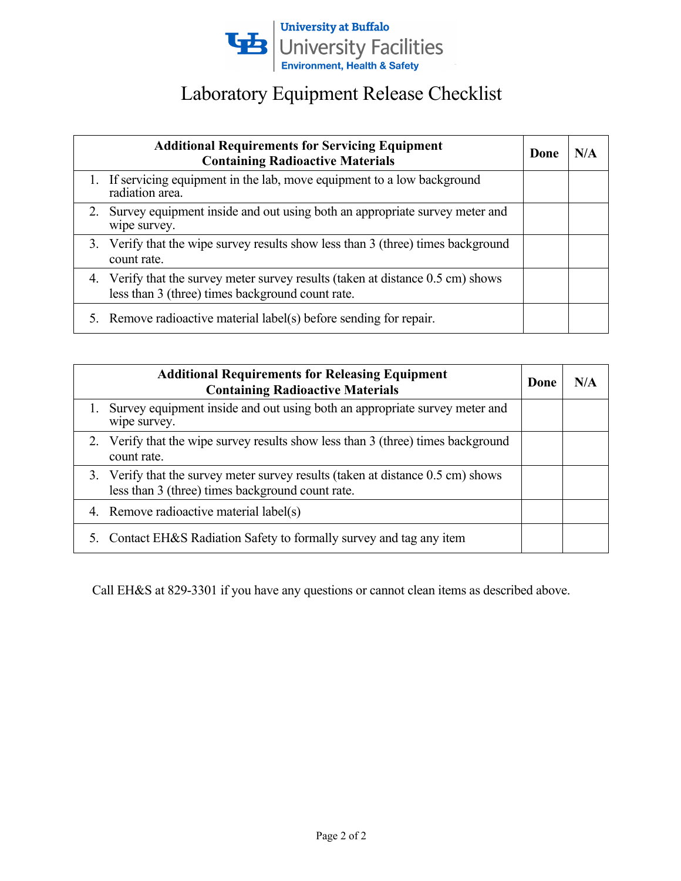University at Buffalo
University Facilities
Environment, Health & Safety

# Laboratory Equipment Release Checklist

| Additional Requirements for Servicing Equipment Containing Radioactive Materials | Done | N/A |
|---|---|---|
| 1. If servicing equipment in the lab, move equipment to a low background radiation area. | | |
| 2. Survey equipment inside and out using both an appropriate survey meter and wipe survey. | | |
| 3. Verify that the wipe survey results show less than 3 (three) times background count rate. | | |
| 4. Verify that the survey meter survey results (taken at distance 0.5 cm) shows less than 3 (three) times background count rate. | | |
| 5. Remove radioactive material label(s) before sending for repair. | | |

| Additional Requirements for Releasing Equipment Containing Radioactive Materials | Done | N/A |
|---|---|---|
| 1. Survey equipment inside and out using both an appropriate survey meter and wipe survey. | | |
| 2. Verify that the wipe survey results show less than 3 (three) times background count rate. | | |
| 3. Verify that the survey meter survey results (taken at distance 0.5 cm) shows less than 3 (three) times background count rate. | | |
| 4. Remove radioactive material label(s) | | |
| 5. Contact EH&S Radiation Safety to formally survey and tag any item | | |

Call EH&S at 829-3301 if you have any questions or cannot clean items as described above.